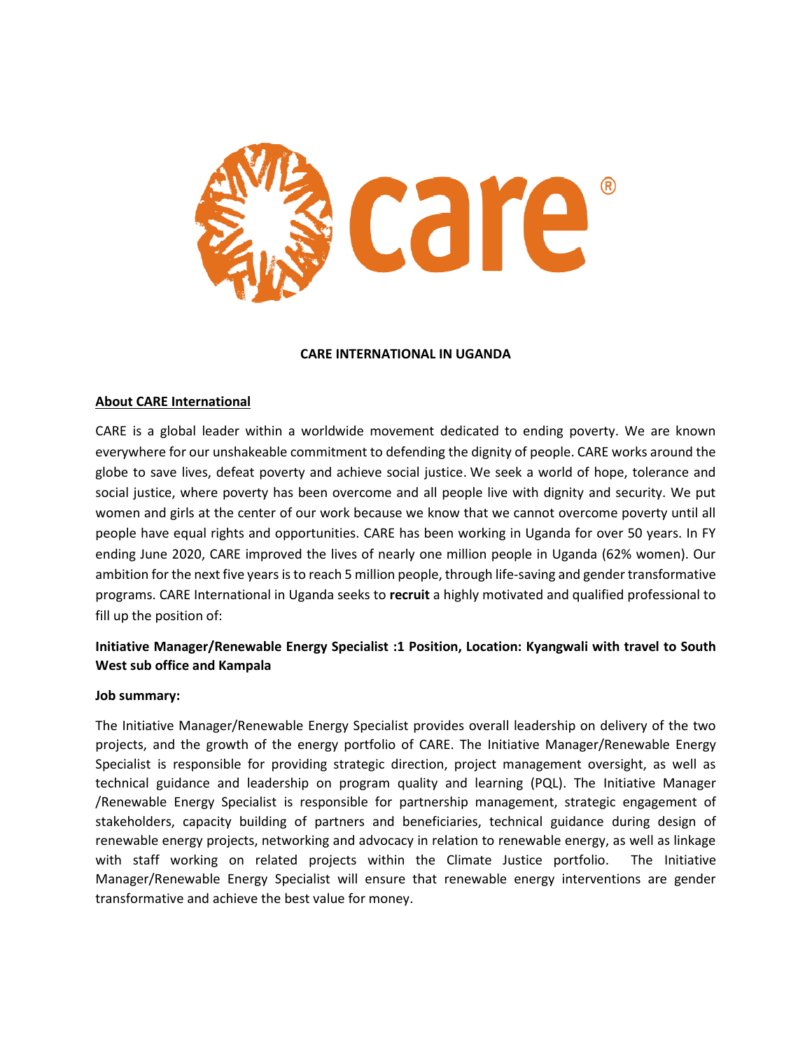**CARE INTERNATIONAL IN UGANDA**

## About CARE International

CARE is a global leader within a worldwide movement dedicated to ending poverty. We are known everywhere for our unshakeable commitment to defending the dignity of people. CARE works around the globe to save lives, defeat poverty and achieve social justice. We seek a world of hope, tolerance and social justice, where poverty has been overcome and all people live with dignity and security. We put women and girls at the center of our work because we know that we cannot overcome poverty until all people have equal rights and opportunities. CARE has been working in Uganda for over 50 years. In FY ending June 2020, CARE improved the lives of nearly one million people in Uganda (62% women). Our ambition for the next five years is to reach 5 million people, through life-saving and gender transformative programs. CARE International in Uganda seeks to **recruit** a highly motivated and qualified professional to fill up the position of:

**Initiative Manager/Renewable Energy Specialist :1 Position, Location: Kyangwali with travel to South West sub office and Kampala**

**Job summary:**

The Initiative Manager/Renewable Energy Specialist provides overall leadership on delivery of the two projects, and the growth of the energy portfolio of CARE. The Initiative Manager/Renewable Energy Specialist is responsible for providing strategic direction, project management oversight, as well as technical guidance and leadership on program quality and learning (PQL). The Initiative Manager /Renewable Energy Specialist is responsible for partnership management, strategic engagement of stakeholders, capacity building of partners and beneficiaries, technical guidance during design of renewable energy projects, networking and advocacy in relation to renewable energy, as well as linkage with staff working on related projects within the Climate Justice portfolio. The Initiative Manager/Renewable Energy Specialist will ensure that renewable energy interventions are gender transformative and achieve the best value for money.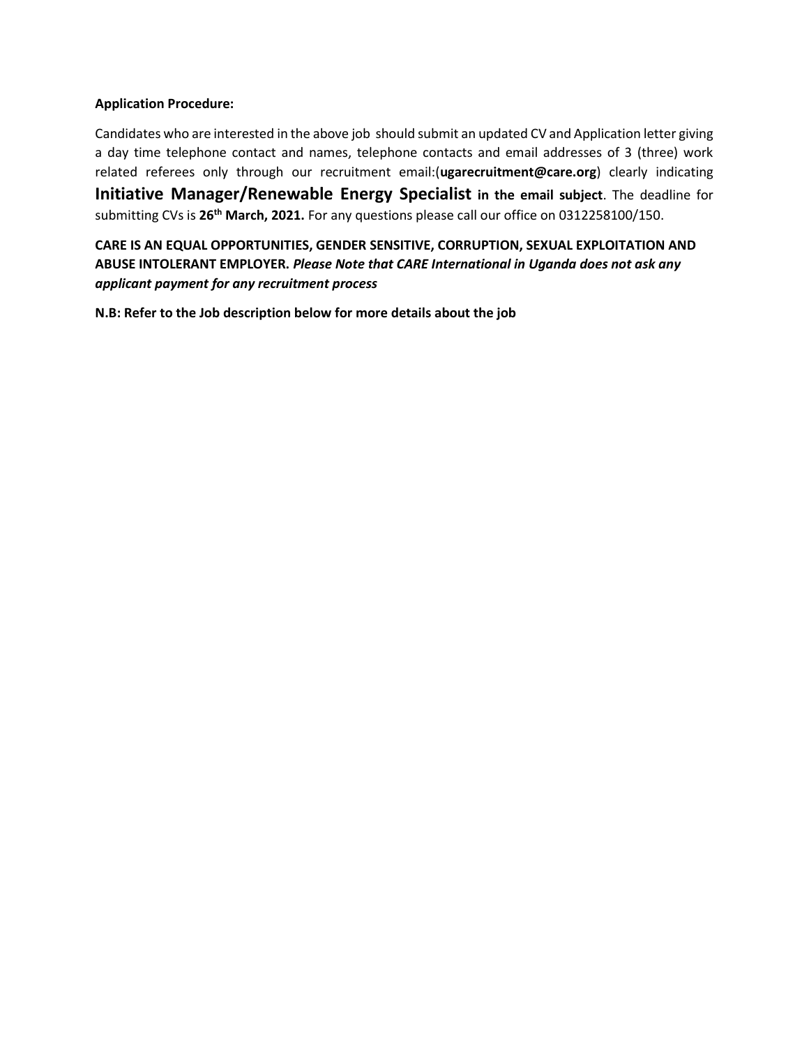**Application Procedure:**

Candidates who are interested in the above job should submit an updated CV and Application letter giving a day time telephone contact and names, telephone contacts and email addresses of 3 (three) work related referees only through our recruitment email:(**ugarecruitment@care.org**) clearly indicating **Initiative Manager/Renewable Energy Specialist in the email subject**. The deadline for submitting CVs is **26th March, 2021.** For any questions please call our office on 0312258100/150.

**CARE IS AN EQUAL OPPORTUNITIES, GENDER SENSITIVE, CORRUPTION, SEXUAL EXPLOITATION AND ABUSE INTOLERANT EMPLOYER.** ***Please Note that CARE International in Uganda does not ask any applicant payment for any recruitment process***

**N.B: Refer to the Job description below for more details about the job**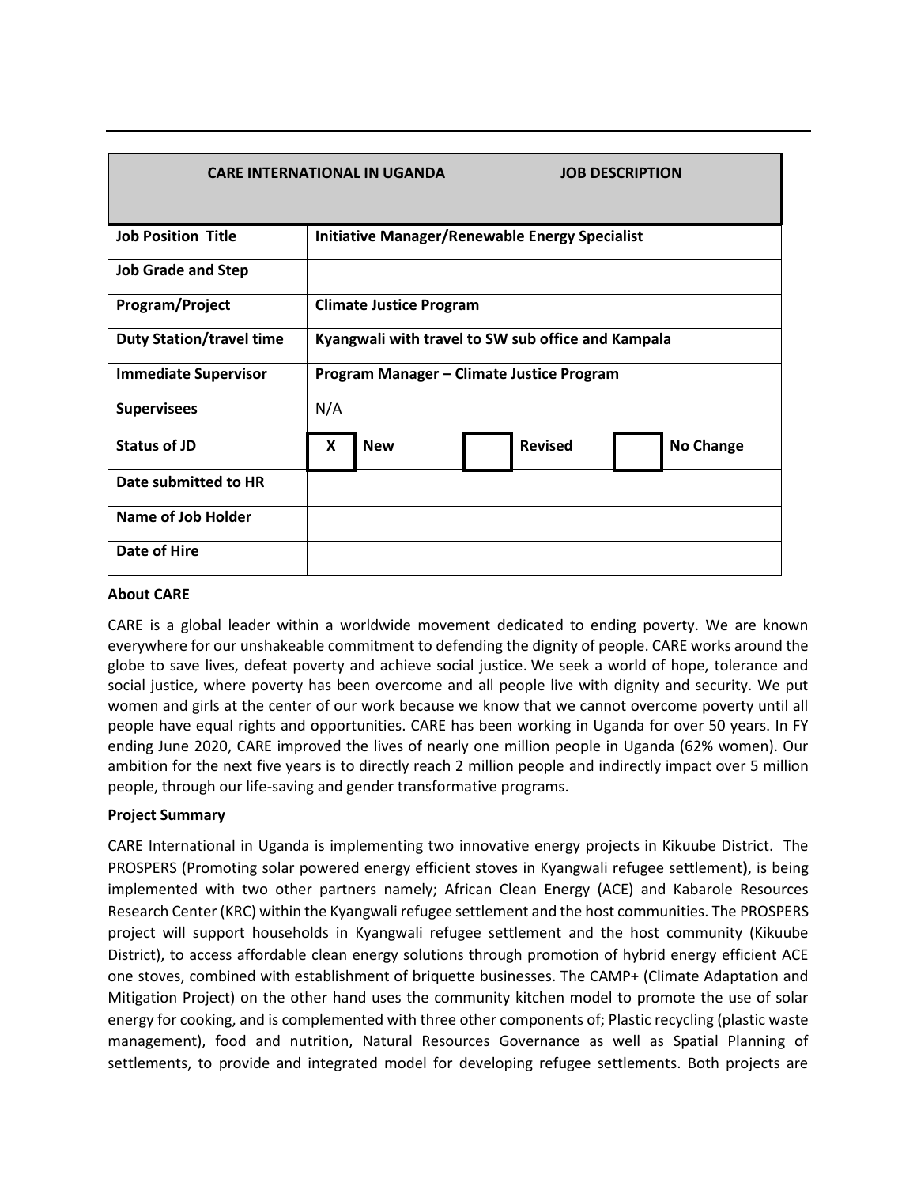| CARE INTERNATIONAL IN UGANDA | JOB DESCRIPTION | | | | |
|---|---|---|---|---|---|
| **Job Position Title** | **Initiative Manager/Renewable Energy Specialist** | | | | |
| **Job Grade and Step** | | | | | |
| **Program/Project** | **Climate Justice Program** | | | | |
| **Duty Station/travel time** | **Kyangwali with travel to SW sub office and Kampala** | | | | |
| **Immediate Supervisor** | **Program Manager – Climate Justice Program** | | | | |
| **Supervisees** | N/A | | | | |
| **Status of JD** | **X** | **New** | | **Revised** | **No Change** |
| **Date submitted to HR** | | | | | |
| **Name of Job Holder** | | | | | |
| **Date of Hire** | | | | | |

**About CARE**

CARE is a global leader within a worldwide movement dedicated to ending poverty. We are known everywhere for our unshakeable commitment to defending the dignity of people. CARE works around the globe to save lives, defeat poverty and achieve social justice. We seek a world of hope, tolerance and social justice, where poverty has been overcome and all people live with dignity and security. We put women and girls at the center of our work because we know that we cannot overcome poverty until all people have equal rights and opportunities. CARE has been working in Uganda for over 50 years. In FY ending June 2020, CARE improved the lives of nearly one million people in Uganda (62% women). Our ambition for the next five years is to directly reach 2 million people and indirectly impact over 5 million people, through our life-saving and gender transformative programs.

**Project Summary**

CARE International in Uganda is implementing two innovative energy projects in Kikuube District. The PROSPERS (Promoting solar powered energy efficient stoves in Kyangwali refugee settlement**)**, is being implemented with two other partners namely; African Clean Energy (ACE) and Kabarole Resources Research Center (KRC) within the Kyangwali refugee settlement and the host communities. The PROSPERS project will support households in Kyangwali refugee settlement and the host community (Kikuube District), to access affordable clean energy solutions through promotion of hybrid energy efficient ACE one stoves, combined with establishment of briquette businesses. The CAMP+ (Climate Adaptation and Mitigation Project) on the other hand uses the community kitchen model to promote the use of solar energy for cooking, and is complemented with three other components of; Plastic recycling (plastic waste management), food and nutrition, Natural Resources Governance as well as Spatial Planning of settlements, to provide and integrated model for developing refugee settlements. Both projects are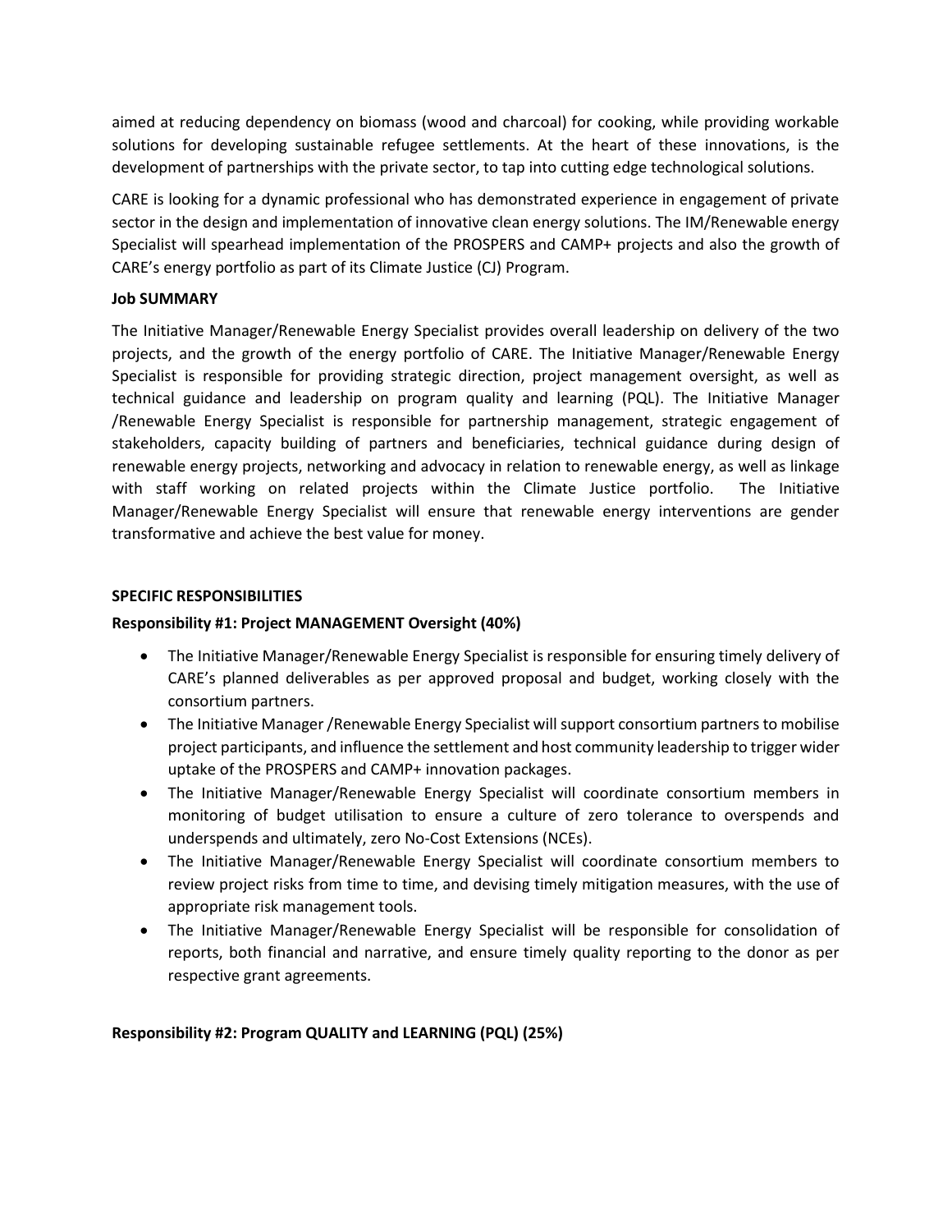aimed at reducing dependency on biomass (wood and charcoal) for cooking, while providing workable solutions for developing sustainable refugee settlements. At the heart of these innovations, is the development of partnerships with the private sector, to tap into cutting edge technological solutions.

CARE is looking for a dynamic professional who has demonstrated experience in engagement of private sector in the design and implementation of innovative clean energy solutions. The IM/Renewable energy Specialist will spearhead implementation of the PROSPERS and CAMP+ projects and also the growth of CARE's energy portfolio as part of its Climate Justice (CJ) Program.

**Job SUMMARY**

The Initiative Manager/Renewable Energy Specialist provides overall leadership on delivery of the two projects, and the growth of the energy portfolio of CARE. The Initiative Manager/Renewable Energy Specialist is responsible for providing strategic direction, project management oversight, as well as technical guidance and leadership on program quality and learning (PQL). The Initiative Manager /Renewable Energy Specialist is responsible for partnership management, strategic engagement of stakeholders, capacity building of partners and beneficiaries, technical guidance during design of renewable energy projects, networking and advocacy in relation to renewable energy, as well as linkage with staff working on related projects within the Climate Justice portfolio. The Initiative Manager/Renewable Energy Specialist will ensure that renewable energy interventions are gender transformative and achieve the best value for money.

**SPECIFIC RESPONSIBILITIES**

**Responsibility #1: Project MANAGEMENT Oversight (40%)**

- The Initiative Manager/Renewable Energy Specialist is responsible for ensuring timely delivery of CARE's planned deliverables as per approved proposal and budget, working closely with the consortium partners.
- The Initiative Manager /Renewable Energy Specialist will support consortium partners to mobilise project participants, and influence the settlement and host community leadership to trigger wider uptake of the PROSPERS and CAMP+ innovation packages.
- The Initiative Manager/Renewable Energy Specialist will coordinate consortium members in monitoring of budget utilisation to ensure a culture of zero tolerance to overspends and underspends and ultimately, zero No-Cost Extensions (NCEs).
- The Initiative Manager/Renewable Energy Specialist will coordinate consortium members to review project risks from time to time, and devising timely mitigation measures, with the use of appropriate risk management tools.
- The Initiative Manager/Renewable Energy Specialist will be responsible for consolidation of reports, both financial and narrative, and ensure timely quality reporting to the donor as per respective grant agreements.

**Responsibility #2: Program QUALITY and LEARNING (PQL) (25%)**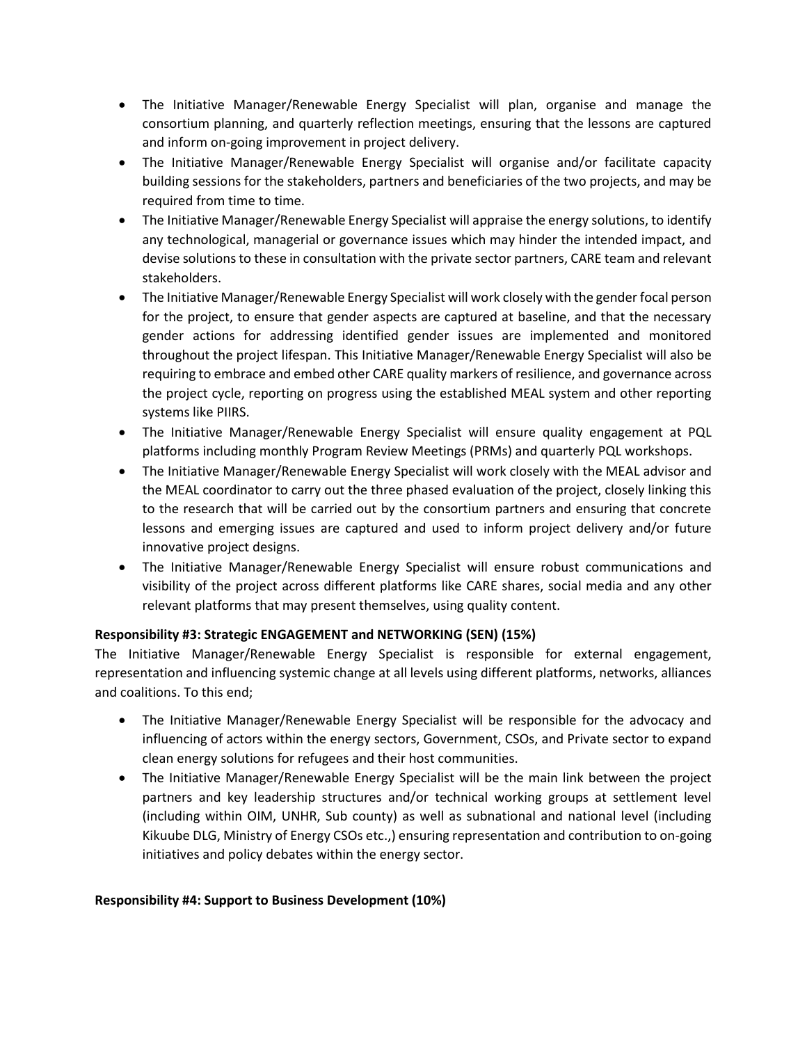- The Initiative Manager/Renewable Energy Specialist will plan, organise and manage the consortium planning, and quarterly reflection meetings, ensuring that the lessons are captured and inform on-going improvement in project delivery.
- The Initiative Manager/Renewable Energy Specialist will organise and/or facilitate capacity building sessions for the stakeholders, partners and beneficiaries of the two projects, and may be required from time to time.
- The Initiative Manager/Renewable Energy Specialist will appraise the energy solutions, to identify any technological, managerial or governance issues which may hinder the intended impact, and devise solutions to these in consultation with the private sector partners, CARE team and relevant stakeholders.
- The Initiative Manager/Renewable Energy Specialist will work closely with the gender focal person for the project, to ensure that gender aspects are captured at baseline, and that the necessary gender actions for addressing identified gender issues are implemented and monitored throughout the project lifespan. This Initiative Manager/Renewable Energy Specialist will also be requiring to embrace and embed other CARE quality markers of resilience, and governance across the project cycle, reporting on progress using the established MEAL system and other reporting systems like PIIRS.
- The Initiative Manager/Renewable Energy Specialist will ensure quality engagement at PQL platforms including monthly Program Review Meetings (PRMs) and quarterly PQL workshops.
- The Initiative Manager/Renewable Energy Specialist will work closely with the MEAL advisor and the MEAL coordinator to carry out the three phased evaluation of the project, closely linking this to the research that will be carried out by the consortium partners and ensuring that concrete lessons and emerging issues are captured and used to inform project delivery and/or future innovative project designs.
- The Initiative Manager/Renewable Energy Specialist will ensure robust communications and visibility of the project across different platforms like CARE shares, social media and any other relevant platforms that may present themselves, using quality content.

**Responsibility #3: Strategic ENGAGEMENT and NETWORKING (SEN) (15%)**

The Initiative Manager/Renewable Energy Specialist is responsible for external engagement, representation and influencing systemic change at all levels using different platforms, networks, alliances and coalitions. To this end;

- The Initiative Manager/Renewable Energy Specialist will be responsible for the advocacy and influencing of actors within the energy sectors, Government, CSOs, and Private sector to expand clean energy solutions for refugees and their host communities.
- The Initiative Manager/Renewable Energy Specialist will be the main link between the project partners and key leadership structures and/or technical working groups at settlement level (including within OIM, UNHR, Sub county) as well as subnational and national level (including Kikuube DLG, Ministry of Energy CSOs etc.,) ensuring representation and contribution to on-going initiatives and policy debates within the energy sector.

**Responsibility #4: Support to Business Development (10%)**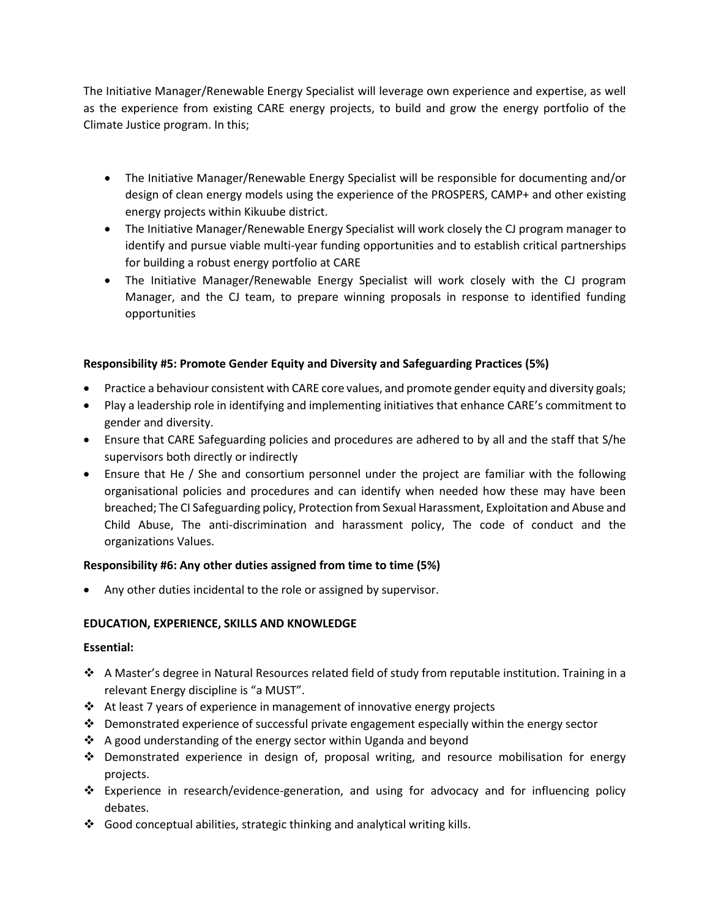The Initiative Manager/Renewable Energy Specialist will leverage own experience and expertise, as well as the experience from existing CARE energy projects, to build and grow the energy portfolio of the Climate Justice program. In this;

- The Initiative Manager/Renewable Energy Specialist will be responsible for documenting and/or design of clean energy models using the experience of the PROSPERS, CAMP+ and other existing energy projects within Kikuube district.
- The Initiative Manager/Renewable Energy Specialist will work closely the CJ program manager to identify and pursue viable multi-year funding opportunities and to establish critical partnerships for building a robust energy portfolio at CARE
- The Initiative Manager/Renewable Energy Specialist will work closely with the CJ program Manager, and the CJ team, to prepare winning proposals in response to identified funding opportunities

**Responsibility #5: Promote Gender Equity and Diversity and Safeguarding Practices (5%)**

- Practice a behaviour consistent with CARE core values, and promote gender equity and diversity goals;
- Play a leadership role in identifying and implementing initiatives that enhance CARE's commitment to gender and diversity.
- Ensure that CARE Safeguarding policies and procedures are adhered to by all and the staff that S/he supervisors both directly or indirectly
- Ensure that He / She and consortium personnel under the project are familiar with the following organisational policies and procedures and can identify when needed how these may have been breached; The CI Safeguarding policy, Protection from Sexual Harassment, Exploitation and Abuse and Child Abuse, The anti-discrimination and harassment policy, The code of conduct and the organizations Values.

**Responsibility #6: Any other duties assigned from time to time (5%)**

- Any other duties incidental to the role or assigned by supervisor.

**EDUCATION, EXPERIENCE, SKILLS AND KNOWLEDGE**

**Essential:**

- A Master's degree in Natural Resources related field of study from reputable institution. Training in a relevant Energy discipline is "a MUST".
- At least 7 years of experience in management of innovative energy projects
- Demonstrated experience of successful private engagement especially within the energy sector
- A good understanding of the energy sector within Uganda and beyond
- Demonstrated experience in design of, proposal writing, and resource mobilisation for energy projects.
- Experience in research/evidence-generation, and using for advocacy and for influencing policy debates.
- Good conceptual abilities, strategic thinking and analytical writing kills.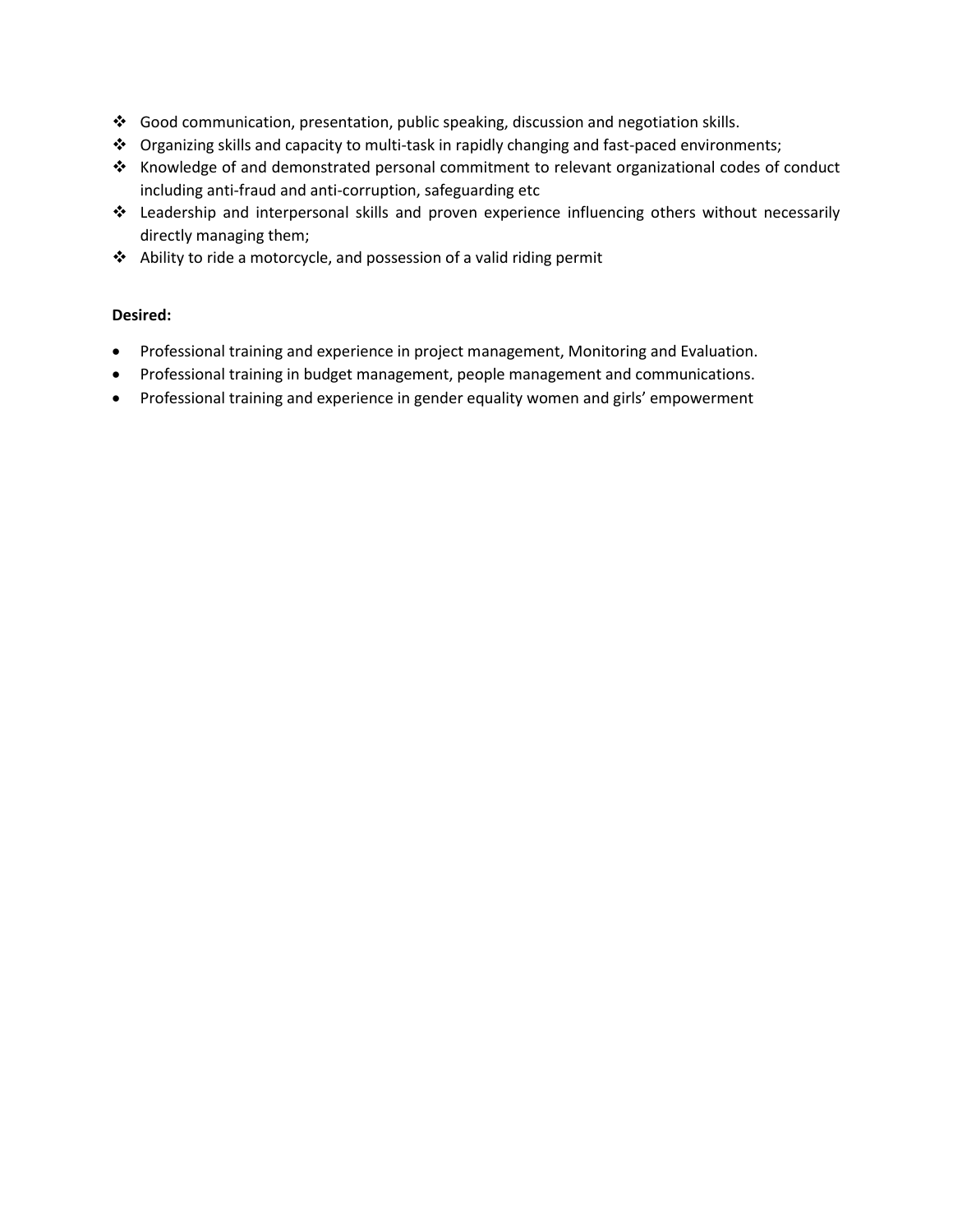- Good communication, presentation, public speaking, discussion and negotiation skills.
- Organizing skills and capacity to multi-task in rapidly changing and fast-paced environments;
- Knowledge of and demonstrated personal commitment to relevant organizational codes of conduct including anti-fraud and anti-corruption, safeguarding etc
- Leadership and interpersonal skills and proven experience influencing others without necessarily directly managing them;
- Ability to ride a motorcycle, and possession of a valid riding permit

**Desired:**

- Professional training and experience in project management, Monitoring and Evaluation.
- Professional training in budget management, people management and communications.
- Professional training and experience in gender equality women and girls' empowerment